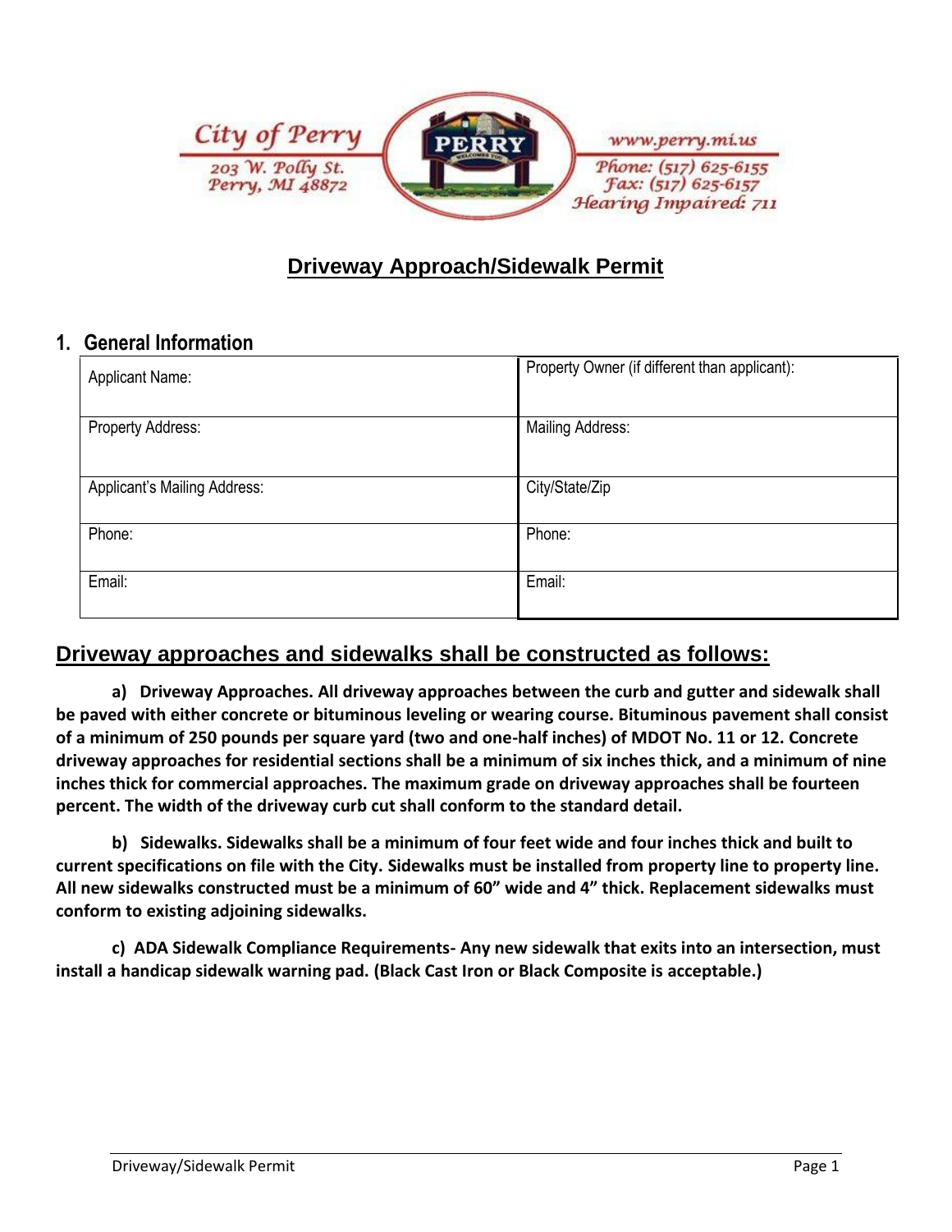City of Perry
203 W. Polly St.
Perry, MI 48872

www.perry.mi.us
Phone: (517) 625-6155
Fax: (517) 625-6157
Hearing Impaired: 711

# Driveway Approach/Sidewalk Permit

## 1. General Information

| | |
|---|---|
| Applicant Name: | Property Owner (if different than applicant): |
| Property Address: | Mailing Address: |
| Applicant's Mailing Address: | City/State/Zip |
| Phone: | Phone: |
| Email: | Email: |

## Driveway approaches and sidewalks shall be constructed as follows:

**a) Driveway Approaches. All driveway approaches between the curb and gutter and sidewalk shall be paved with either concrete or bituminous leveling or wearing course. Bituminous pavement shall consist of a minimum of 250 pounds per square yard (two and one-half inches) of MDOT No. 11 or 12. Concrete driveway approaches for residential sections shall be a minimum of six inches thick, and a minimum of nine inches thick for commercial approaches. The maximum grade on driveway approaches shall be fourteen percent. The width of the driveway curb cut shall conform to the standard detail.**

**b) Sidewalks. Sidewalks shall be a minimum of four feet wide and four inches thick and built to current specifications on file with the City. Sidewalks must be installed from property line to property line. All new sidewalks constructed must be a minimum of 60" wide and 4" thick. Replacement sidewalks must conform to existing adjoining sidewalks.**

**c) ADA Sidewalk Compliance Requirements- Any new sidewalk that exits into an intersection, must install a handicap sidewalk warning pad. (Black Cast Iron or Black Composite is acceptable.)**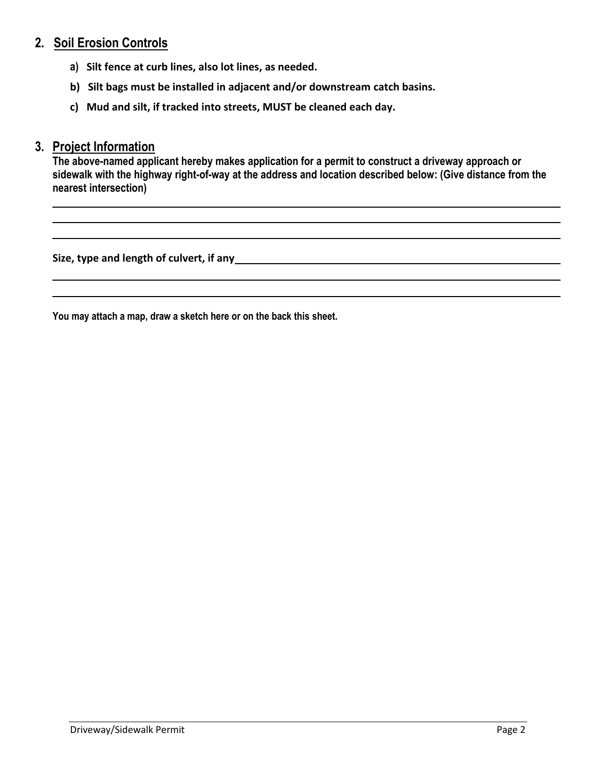## 2. Soil Erosion Controls

- **a) Silt fence at curb lines, also lot lines, as needed.**
- **b) Silt bags must be installed in adjacent and/or downstream catch basins.**
- **c) Mud and silt, if tracked into streets, MUST be cleaned each day.**

## 3. Project Information

**The above-named applicant hereby makes application for a permit to construct a driveway approach or sidewalk with the highway right-of-way at the address and location described below: (Give distance from the nearest intersection)**

\_\_\_\_\_\_\_\_\_\_\_\_\_\_\_\_\_\_\_\_\_\_\_\_\_\_\_\_\_\_\_\_\_\_\_\_\_\_\_\_\_\_\_\_\_\_\_\_\_\_\_\_\_\_\_\_\_\_\_\_\_\_\_\_\_\_\_\_\_\_\_\_\_\_\_\_\_\_

\_\_\_\_\_\_\_\_\_\_\_\_\_\_\_\_\_\_\_\_\_\_\_\_\_\_\_\_\_\_\_\_\_\_\_\_\_\_\_\_\_\_\_\_\_\_\_\_\_\_\_\_\_\_\_\_\_\_\_\_\_\_\_\_\_\_\_\_\_\_\_\_\_\_\_\_\_\_

\_\_\_\_\_\_\_\_\_\_\_\_\_\_\_\_\_\_\_\_\_\_\_\_\_\_\_\_\_\_\_\_\_\_\_\_\_\_\_\_\_\_\_\_\_\_\_\_\_\_\_\_\_\_\_\_\_\_\_\_\_\_\_\_\_\_\_\_\_\_\_\_\_\_\_\_\_\_

**Size, type and length of culvert, if any** \_\_\_\_\_\_\_\_\_\_\_\_\_\_\_\_\_\_\_\_\_\_\_\_\_\_\_\_\_\_\_\_\_\_\_\_\_\_\_\_\_\_\_\_\_\_\_\_

\_\_\_\_\_\_\_\_\_\_\_\_\_\_\_\_\_\_\_\_\_\_\_\_\_\_\_\_\_\_\_\_\_\_\_\_\_\_\_\_\_\_\_\_\_\_\_\_\_\_\_\_\_\_\_\_\_\_\_\_\_\_\_\_\_\_\_\_\_\_\_\_\_\_\_\_\_\_

\_\_\_\_\_\_\_\_\_\_\_\_\_\_\_\_\_\_\_\_\_\_\_\_\_\_\_\_\_\_\_\_\_\_\_\_\_\_\_\_\_\_\_\_\_\_\_\_\_\_\_\_\_\_\_\_\_\_\_\_\_\_\_\_\_\_\_\_\_\_\_\_\_\_\_\_\_\_

**You may attach a map, draw a sketch here or on the back this sheet.**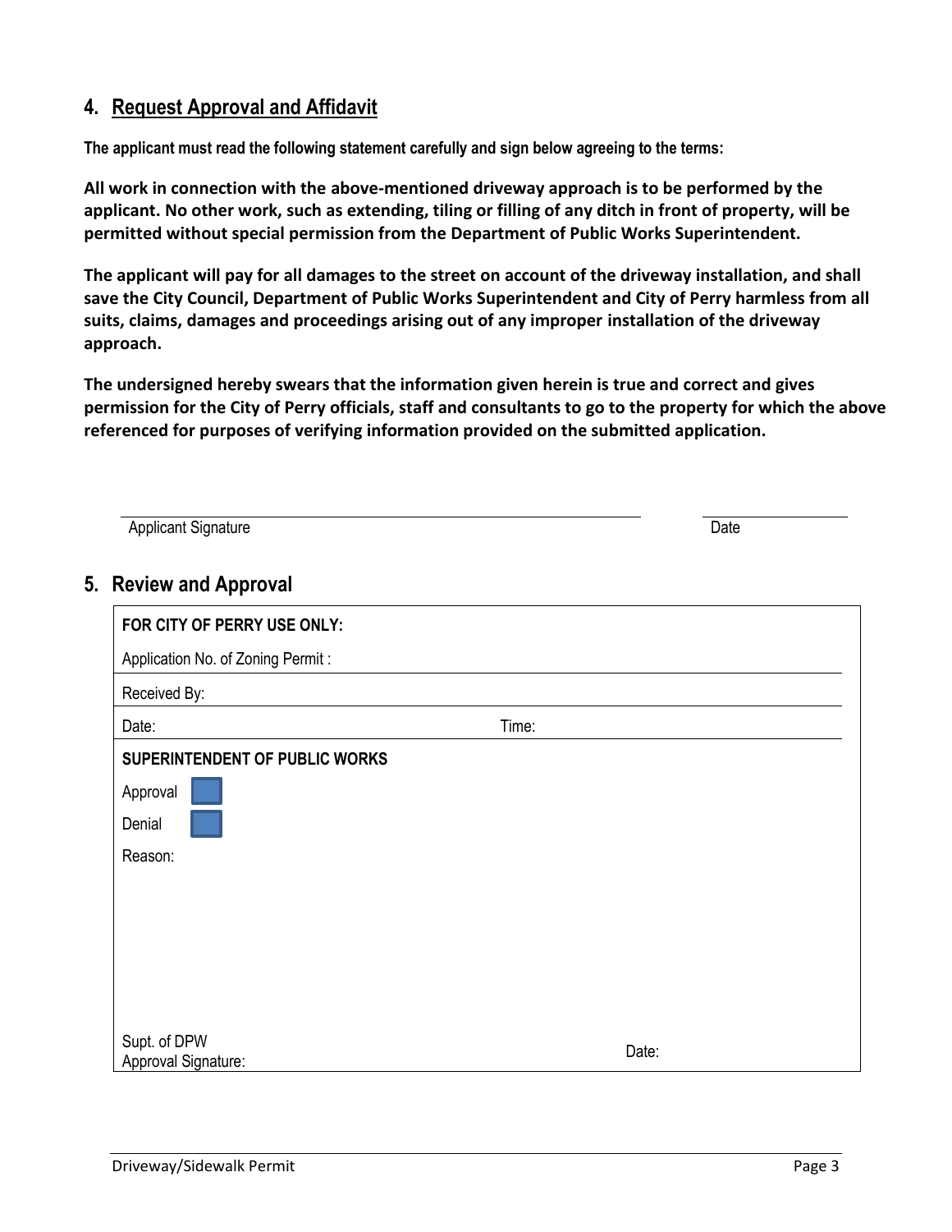## 4. Request Approval and Affidavit

**The applicant must read the following statement carefully and sign below agreeing to the terms:**

**All work in connection with the above-mentioned driveway approach is to be performed by the applicant. No other work, such as extending, tiling or filling of any ditch in front of property, will be permitted without special permission from the Department of Public Works Superintendent.**

**The applicant will pay for all damages to the street on account of the driveway installation, and shall save the City Council, Department of Public Works Superintendent and City of Perry harmless from all suits, claims, damages and proceedings arising out of any improper installation of the driveway approach.**

**The undersigned hereby swears that the information given herein is true and correct and gives permission for the City of Perry officials, staff and consultants to go to the property for which the above referenced for purposes of verifying information provided on the submitted application.**

Applicant Signature ______________________________ Date __________

## 5. Review and Approval

**FOR CITY OF PERRY USE ONLY:**

Application No. of Zoning Permit :

Received By:

Date: Time:

**SUPERINTENDENT OF PUBLIC WORKS**

Approval ☐

Denial ☐

Reason:

Supt. of DPW Approval Signature: Date: